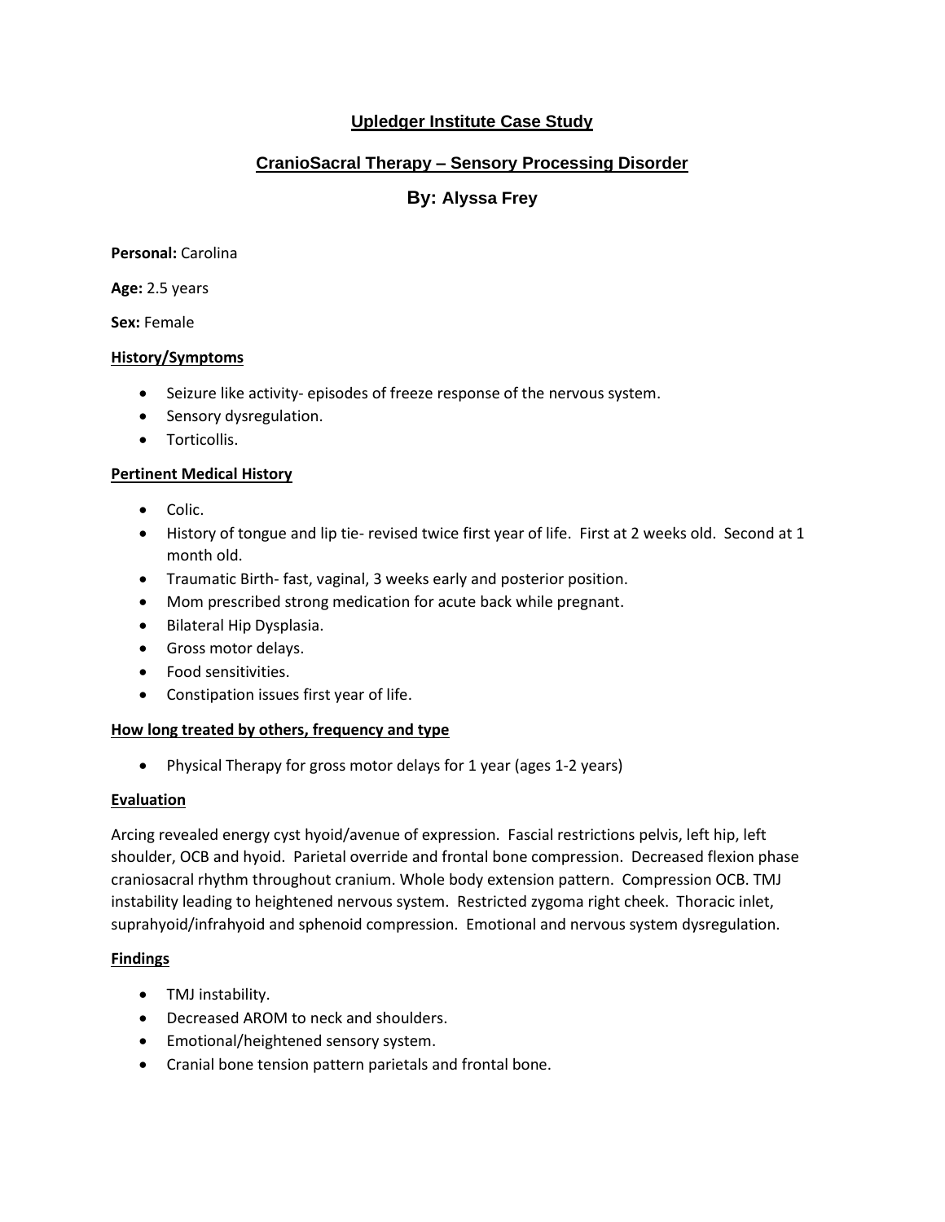# Upledger Institute Case Study

## CranioSacral Therapy – Sensory Processing Disorder

### By: Alyssa Frey

**Personal:** Carolina

**Age:** 2.5 years

**Sex:** Female

**History/Symptoms**

- Seizure like activity- episodes of freeze response of the nervous system.
- Sensory dysregulation.
- Torticollis.

**Pertinent Medical History**

- Colic.
- History of tongue and lip tie- revised twice first year of life. First at 2 weeks old. Second at 1 month old.
- Traumatic Birth- fast, vaginal, 3 weeks early and posterior position.
- Mom prescribed strong medication for acute back while pregnant.
- Bilateral Hip Dysplasia.
- Gross motor delays.
- Food sensitivities.
- Constipation issues first year of life.

**How long treated by others, frequency and type**

- Physical Therapy for gross motor delays for 1 year (ages 1-2 years)

**Evaluation**

Arcing revealed energy cyst hyoid/avenue of expression. Fascial restrictions pelvis, left hip, left shoulder, OCB and hyoid. Parietal override and frontal bone compression. Decreased flexion phase craniosacral rhythm throughout cranium. Whole body extension pattern. Compression OCB. TMJ instability leading to heightened nervous system. Restricted zygoma right cheek. Thoracic inlet, suprahyoid/infrahyoid and sphenoid compression. Emotional and nervous system dysregulation.

**Findings**

- TMJ instability.
- Decreased AROM to neck and shoulders.
- Emotional/heightened sensory system.
- Cranial bone tension pattern parietals and frontal bone.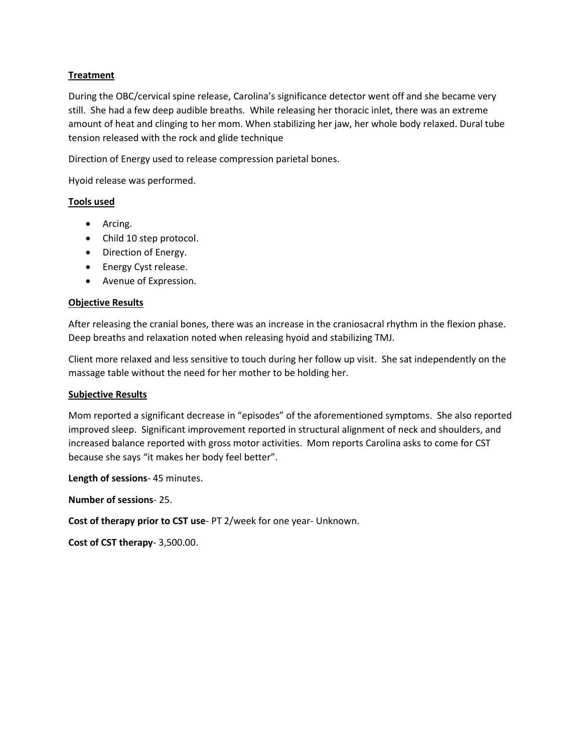**Treatment**

During the OBC/cervical spine release, Carolina's significance detector went off and she became very still. She had a few deep audible breaths. While releasing her thoracic inlet, there was an extreme amount of heat and clinging to her mom. When stabilizing her jaw, her whole body relaxed. Dural tube tension released with the rock and glide technique

Direction of Energy used to release compression parietal bones.

Hyoid release was performed.

**Tools used**

- Arcing.
- Child 10 step protocol.
- Direction of Energy.
- Energy Cyst release.
- Avenue of Expression.

**Objective Results**

After releasing the cranial bones, there was an increase in the craniosacral rhythm in the flexion phase. Deep breaths and relaxation noted when releasing hyoid and stabilizing TMJ.

Client more relaxed and less sensitive to touch during her follow up visit. She sat independently on the massage table without the need for her mother to be holding her.

**Subjective Results**

Mom reported a significant decrease in "episodes" of the aforementioned symptoms. She also reported improved sleep. Significant improvement reported in structural alignment of neck and shoulders, and increased balance reported with gross motor activities. Mom reports Carolina asks to come for CST because she says "it makes her body feel better".

**Length of sessions**- 45 minutes.

**Number of sessions**- 25.

**Cost of therapy prior to CST use**- PT 2/week for one year- Unknown.

**Cost of CST therapy**- 3,500.00.